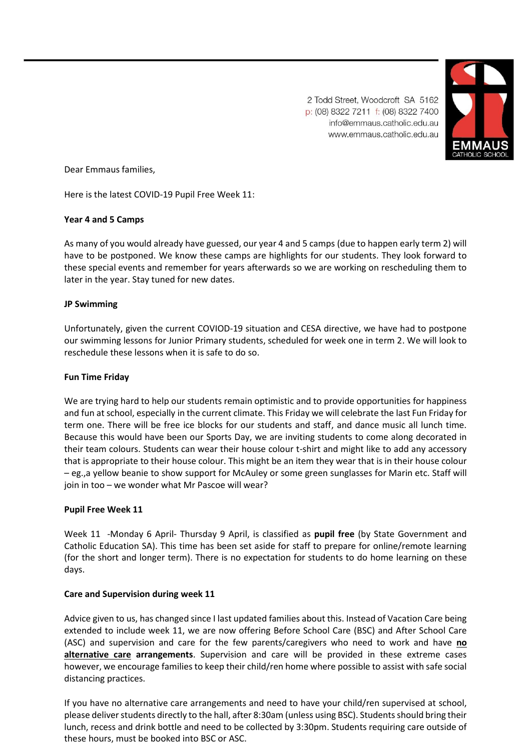2 Todd Street, Woodcroft SA 5162
p: (08) 8322 7211 f: (08) 8322 7400
info@emmaus.catholic.edu.au
www.emmaus.catholic.edu.au

EMMAUS CATHOLIC SCHOOL

Dear Emmaus families,

Here is the latest COVID-19 Pupil Free Week 11:

**Year 4 and 5 Camps**

As many of you would already have guessed, our year 4 and 5 camps (due to happen early term 2) will have to be postponed. We know these camps are highlights for our students. They look forward to these special events and remember for years afterwards so we are working on rescheduling them to later in the year. Stay tuned for new dates.

**JP Swimming**

Unfortunately, given the current COVIOD-19 situation and CESA directive, we have had to postpone our swimming lessons for Junior Primary students, scheduled for week one in term 2. We will look to reschedule these lessons when it is safe to do so.

**Fun Time Friday**

We are trying hard to help our students remain optimistic and to provide opportunities for happiness and fun at school, especially in the current climate. This Friday we will celebrate the last Fun Friday for term one. There will be free ice blocks for our students and staff, and dance music all lunch time. Because this would have been our Sports Day, we are inviting students to come along decorated in their team colours. Students can wear their house colour t-shirt and might like to add any accessory that is appropriate to their house colour. This might be an item they wear that is in their house colour – eg.,a yellow beanie to show support for McAuley or some green sunglasses for Marin etc. Staff will join in too – we wonder what Mr Pascoe will wear?

**Pupil Free Week 11**

Week 11 -Monday 6 April- Thursday 9 April, is classified as **pupil free** (by State Government and Catholic Education SA). This time has been set aside for staff to prepare for online/remote learning (for the short and longer term). There is no expectation for students to do home learning on these days.

**Care and Supervision during week 11**

Advice given to us, has changed since I last updated families about this. Instead of Vacation Care being extended to include week 11, we are now offering Before School Care (BSC) and After School Care (ASC) and supervision and care for the few parents/caregivers who need to work and have **no alternative care arrangements**. Supervision and care will be provided in these extreme cases however, we encourage families to keep their child/ren home where possible to assist with safe social distancing practices.

If you have no alternative care arrangements and need to have your child/ren supervised at school, please deliver students directly to the hall, after 8:30am (unless using BSC). Students should bring their lunch, recess and drink bottle and need to be collected by 3:30pm. Students requiring care outside of these hours, must be booked into BSC or ASC.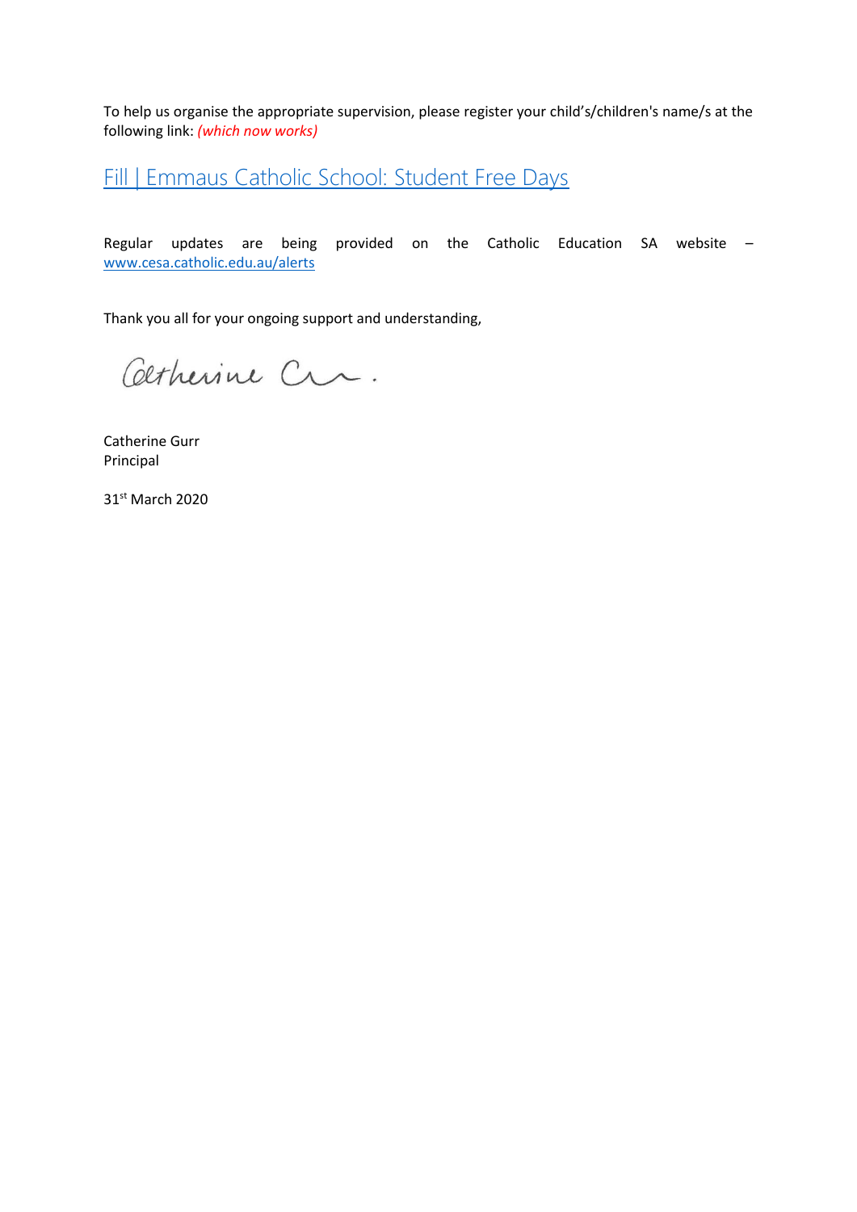To help us organise the appropriate supervision, please register your child's/children's name/s at the following link: *(which now works)*

[Fill | Emmaus Catholic School: Student Free Days]

Regular updates are being provided on the Catholic Education SA website – www.cesa.catholic.edu.au/alerts

Thank you all for your ongoing support and understanding,

Catherine Gurr
Principal

31st March 2020